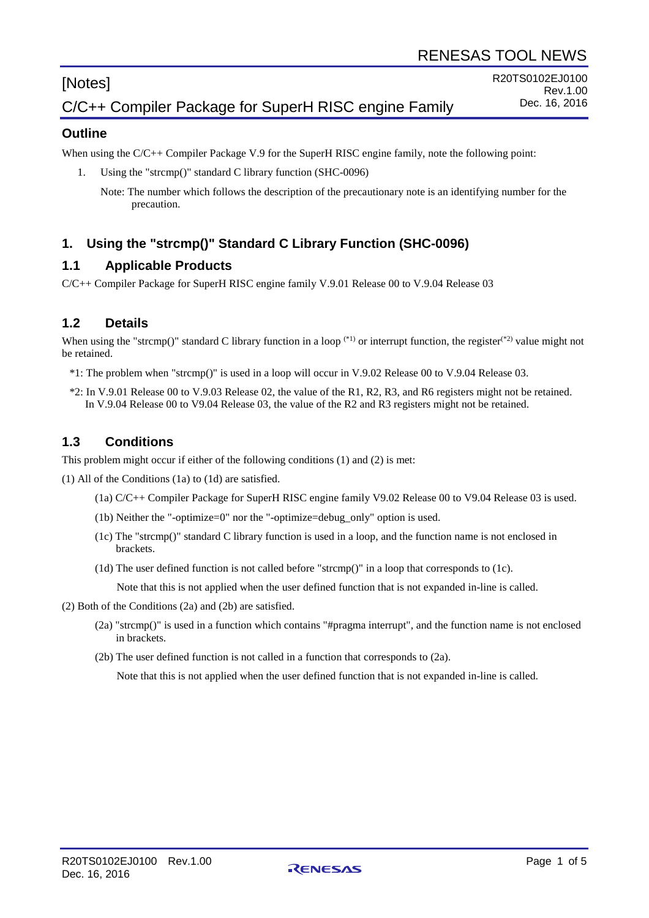RENESAS TOOL NEWS

[Notes]

R20TS0102EJ0100
Rev.1.00
Dec. 16, 2016

# C/C++ Compiler Package for SuperH RISC engine Family

## Outline

When using the C/C++ Compiler Package V.9 for the SuperH RISC engine family, note the following point:

1. Using the "strcmp()" standard C library function (SHC-0096)

   Note: The number which follows the description of the precautionary note is an identifying number for the precaution.

## 1. Using the "strcmp()" Standard C Library Function (SHC-0096)

### 1.1 Applicable Products

C/C++ Compiler Package for SuperH RISC engine family V.9.01 Release 00 to V.9.04 Release 03

### 1.2 Details

When using the "strcmp()" standard C library function in a loop (*1) or interrupt function, the register(*2) value might not be retained.

*1: The problem when "strcmp()" is used in a loop will occur in V.9.02 Release 00 to V.9.04 Release 03.

*2: In V.9.01 Release 00 to V.9.03 Release 02, the value of the R1, R2, R3, and R6 registers might not be retained.
In V.9.04 Release 00 to V9.04 Release 03, the value of the R2 and R3 registers might not be retained.

### 1.3 Conditions

This problem might occur if either of the following conditions (1) and (2) is met:

(1) All of the Conditions (1a) to (1d) are satisfied.

(1a) C/C++ Compiler Package for SuperH RISC engine family V9.02 Release 00 to V9.04 Release 03 is used.

(1b) Neither the "-optimize=0" nor the "-optimize=debug_only" option is used.

(1c) The "strcmp()" standard C library function is used in a loop, and the function name is not enclosed in brackets.

(1d) The user defined function is not called before "strcmp()" in a loop that corresponds to (1c).

Note that this is not applied when the user defined function that is not expanded in-line is called.

(2) Both of the Conditions (2a) and (2b) are satisfied.

(2a) "strcmp()" is used in a function which contains "#pragma interrupt", and the function name is not enclosed in brackets.

(2b) The user defined function is not called in a function that corresponds to (2a).

Note that this is not applied when the user defined function that is not expanded in-line is called.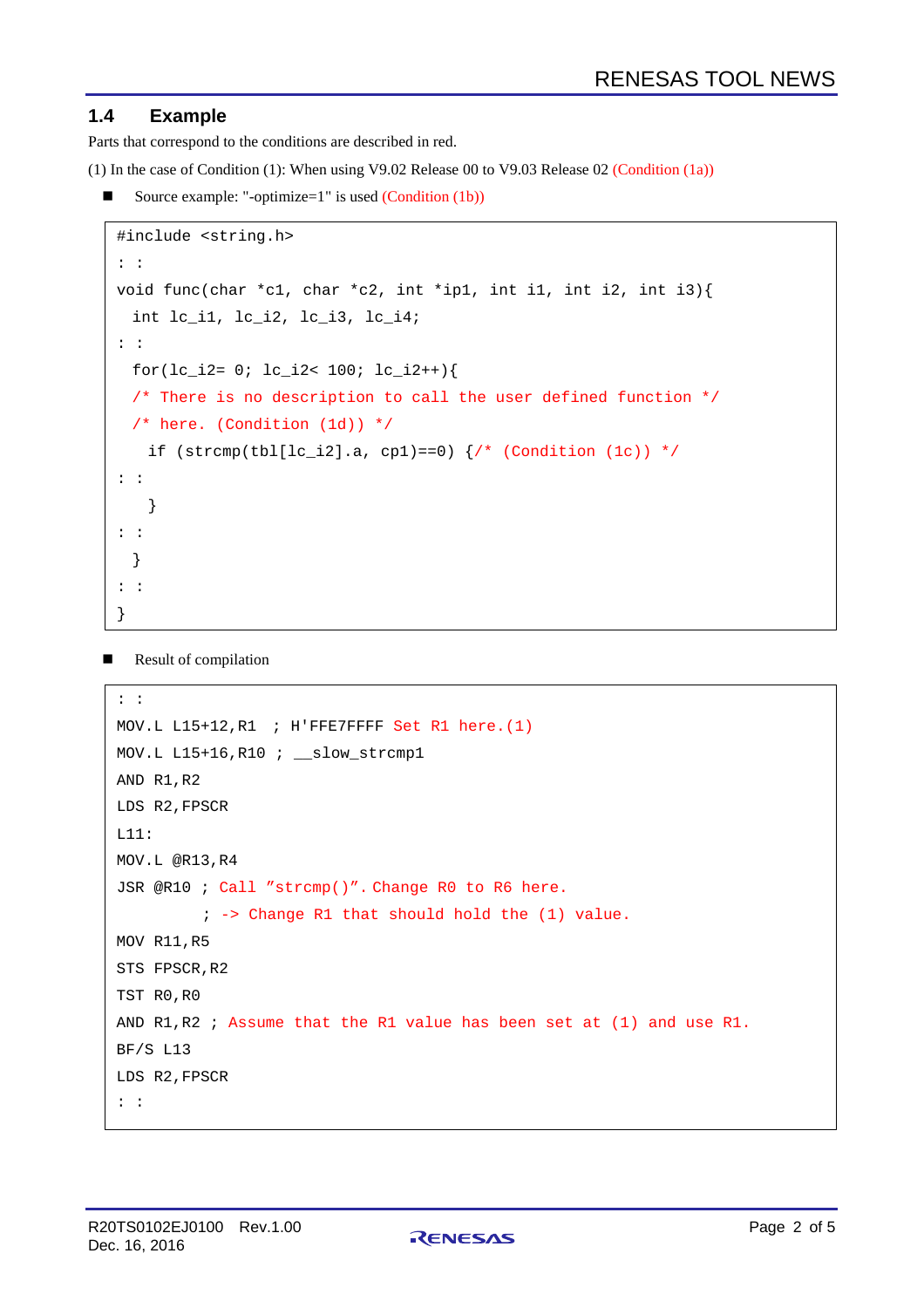### 1.4 Example

Parts that correspond to the conditions are described in red.

(1) In the case of Condition (1): When using V9.02 Release 00 to V9.03 Release 02 (Condition (1a))

- Source example: "-optimize=1" is used (Condition (1b))

```
#include <string.h>
: :
void func(char *c1, char *c2, int *ip1, int i1, int i2, int i3){
  int lc_i1, lc_i2, lc_i3, lc_i4;
: :
  for(lc_i2= 0; lc_i2< 100; lc_i2++){
  /* There is no description to call the user defined function */
  /* here. (Condition (1d)) */
    if (strcmp(tbl[lc_i2].a, cp1)==0) {/* (Condition (1c)) */
: :
    }
: :
  }
: :
}
```

- Result of compilation

```
: :
MOV.L L15+12,R1  ; H'FFE7FFFF Set R1 here.(1)
MOV.L L15+16,R10 ; __slow_strcmp1
AND R1,R2
LDS R2,FPSCR
L11:
MOV.L @R13,R4
JSR @R10 ; Call "strcmp()". Change R0 to R6 here.
         ; -> Change R1 that should hold the (1) value.
MOV R11,R5
STS FPSCR,R2
TST R0,R0
AND R1,R2 ; Assume that the R1 value has been set at (1) and use R1.
BF/S L13
LDS R2,FPSCR
: :
```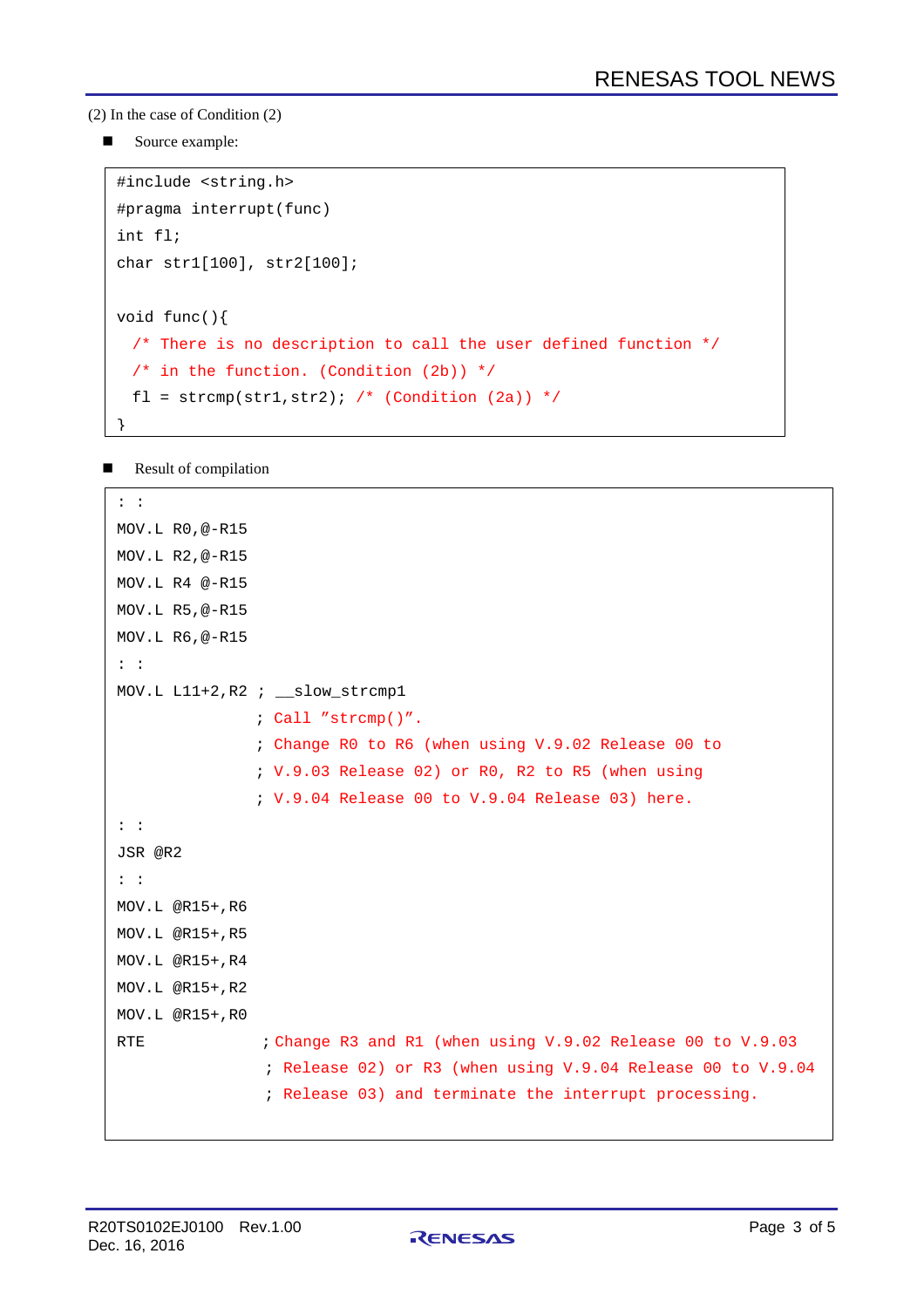(2) In the case of Condition (2)

- Source example:

```
#include <string.h>
#pragma interrupt(func)
int fl;
char str1[100], str2[100];

void func(){
  /* There is no description to call the user defined function */
  /* in the function. (Condition (2b)) */
  fl = strcmp(str1,str2); /* (Condition (2a)) */
}
```

- Result of compilation

```
: :
MOV.L R0,@-R15
MOV.L R2,@-R15
MOV.L R4 @-R15
MOV.L R5,@-R15
MOV.L R6,@-R15
: :
MOV.L L11+2,R2 ; __slow_strcmp1
               ; Call ”strcmp()”.
               ; Change R0 to R6 (when using V.9.02 Release 00 to
               ; V.9.03 Release 02) or R0, R2 to R5 (when using
               ; V.9.04 Release 00 to V.9.04 Release 03) here.
: :
JSR @R2
: :
MOV.L @R15+,R6
MOV.L @R15+,R5
MOV.L @R15+,R4
MOV.L @R15+,R2
MOV.L @R15+,R0
RTE             ;Change R3 and R1 (when using V.9.02 Release 00 to V.9.03
                ; Release 02) or R3 (when using V.9.04 Release 00 to V.9.04
                ; Release 03) and terminate the interrupt processing.
```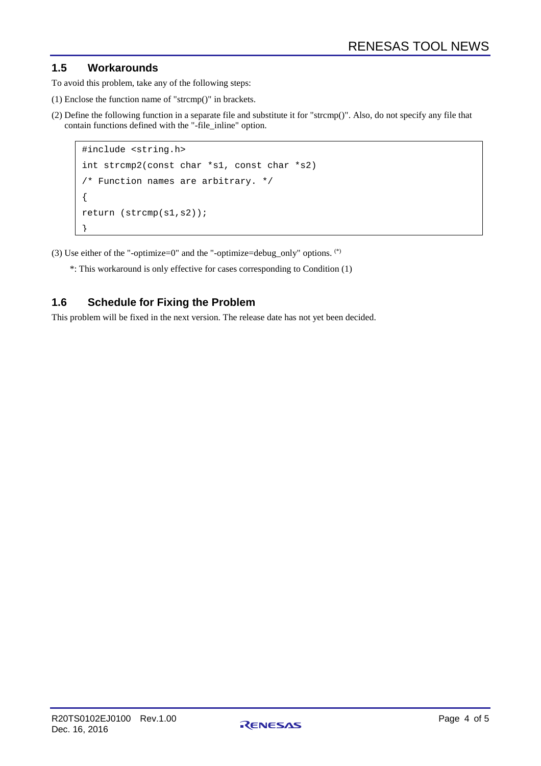## 1.5 Workarounds

To avoid this problem, take any of the following steps:

(1) Enclose the function name of "strcmp()" in brackets.

(2) Define the following function in a separate file and substitute it for "strcmp()". Also, do not specify any file that contain functions defined with the "-file_inline" option.

```
#include <string.h>
int strcmp2(const char *s1, const char *s2)
/* Function names are arbitrary. */
{
return (strcmp(s1,s2));
}
```

(3) Use either of the "-optimize=0" and the "-optimize=debug_only" options. (*)

*: This workaround is only effective for cases corresponding to Condition (1)

## 1.6 Schedule for Fixing the Problem

This problem will be fixed in the next version. The release date has not yet been decided.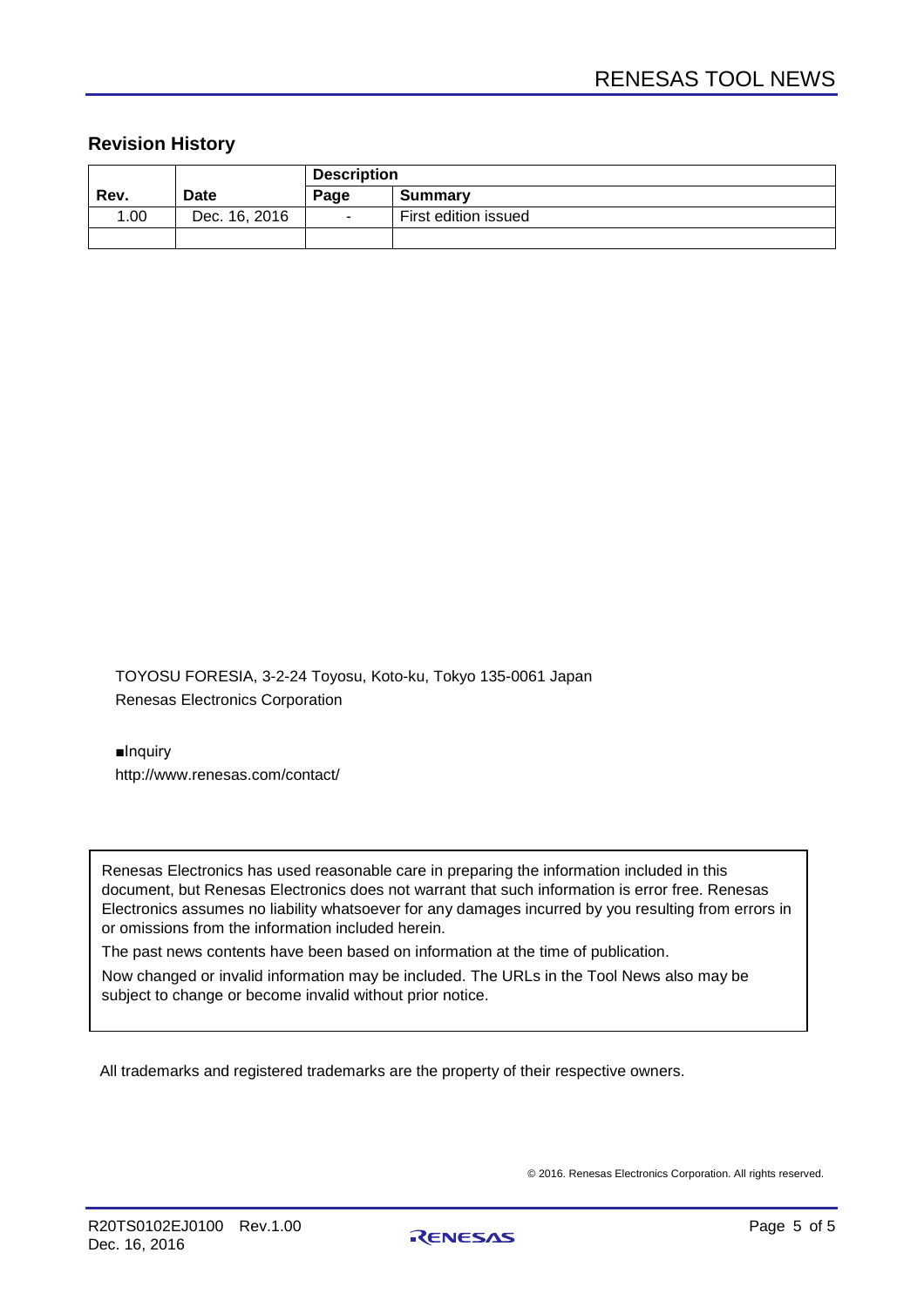## Revision History

| Rev. | Date | Description | |
|---|---|---|---|
| | | Page | Summary |
| 1.00 | Dec. 16, 2016 | - | First edition issued |
| | | | |

TOYOSU FORESIA, 3-2-24 Toyosu, Koto-ku, Tokyo 135-0061 Japan
Renesas Electronics Corporation

■Inquiry
http://www.renesas.com/contact/

Renesas Electronics has used reasonable care in preparing the information included in this document, but Renesas Electronics does not warrant that such information is error free. Renesas Electronics assumes no liability whatsoever for any damages incurred by you resulting from errors in or omissions from the information included herein.

The past news contents have been based on information at the time of publication.

Now changed or invalid information may be included. The URLs in the Tool News also may be subject to change or become invalid without prior notice.

All trademarks and registered trademarks are the property of their respective owners.

© 2016. Renesas Electronics Corporation. All rights reserved.